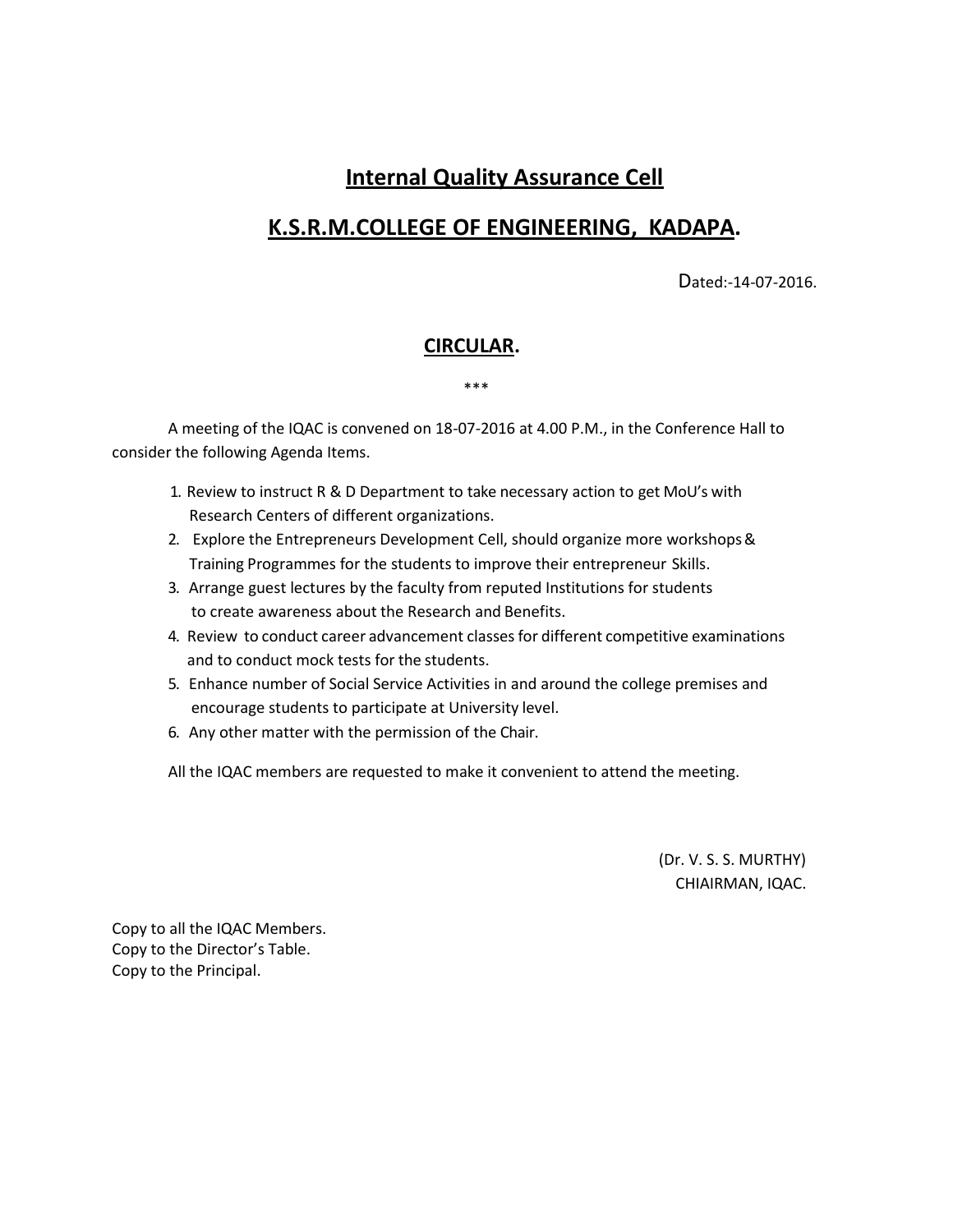# Internal Quality Assurance Cell

# K.S.R.M.COLLEGE OF ENGINEERING, KADAPA.

Dated:-14-07-2016.

## CIRCULAR.

***

A meeting of the IQAC is convened on 18-07-2016 at 4.00 P.M., in the Conference Hall to consider the following Agenda Items.

1. Review to instruct R & D Department to take necessary action to get MoU's with Research Centers of different organizations.
2. Explore the Entrepreneurs Development Cell, should organize more workshops & Training Programmes for the students to improve their entrepreneur Skills.
3. Arrange guest lectures by the faculty from reputed Institutions for students to create awareness about the Research and Benefits.
4. Review to conduct career advancement classes for different competitive examinations and to conduct mock tests for the students.
5. Enhance number of Social Service Activities in and around the college premises and encourage students to participate at University level.
6. Any other matter with the permission of the Chair.

All the IQAC members are requested to make it convenient to attend the meeting.

(Dr. V. S. S. MURTHY)
CHIAIRMAN, IQAC.

Copy to all the IQAC Members.
Copy to the Director's Table.
Copy to the Principal.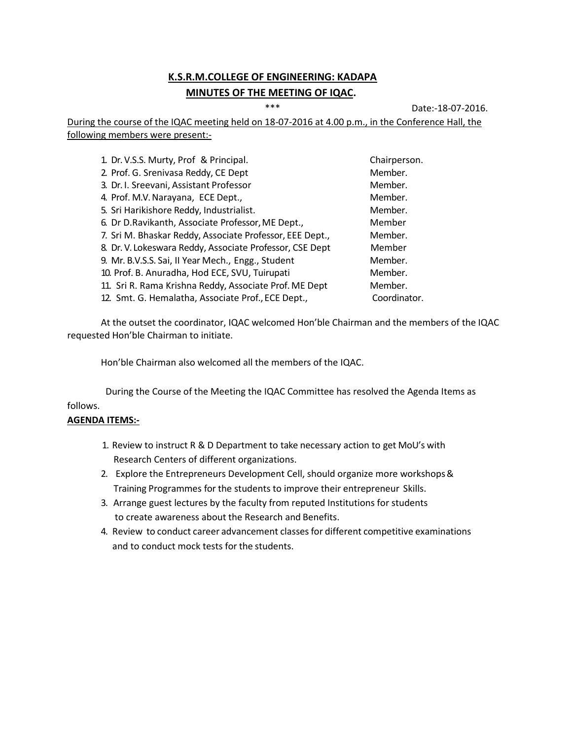**K.S.R.M.COLLEGE OF ENGINEERING: KADAPA**

**MINUTES OF THE MEETING OF IQAC.**

\*\*\*

Date:-18-07-2016.

During the course of the IQAC meeting held on 18-07-2016 at 4.00 p.m., in the Conference Hall, the following members were present:-

| | |
|---|---|
| 1. Dr. V.S.S. Murty, Prof & Principal. | Chairperson. |
| 2. Prof. G. Srenivasa Reddy, CE Dept | Member. |
| 3. Dr. I. Sreevani, Assistant Professor | Member. |
| 4. Prof. M.V. Narayana, ECE Dept., | Member. |
| 5. Sri Harikishore Reddy, Industrialist. | Member. |
| 6. Dr D.Ravikanth, Associate Professor, ME Dept., | Member |
| 7. Sri M. Bhaskar Reddy, Associate Professor, EEE Dept., | Member. |
| 8. Dr. V. Lokeswara Reddy, Associate Professor, CSE Dept | Member |
| 9. Mr. B.V.S.S. Sai, II Year Mech., Engg., Student | Member. |
| 10. Prof. B. Anuradha, Hod ECE, SVU, Tuirupati | Member. |
| 11. Sri R. Rama Krishna Reddy, Associate Prof. ME Dept | Member. |
| 12. Smt. G. Hemalatha, Associate Prof., ECE Dept., | Coordinator. |

At the outset the coordinator, IQAC welcomed Hon'ble Chairman and the members of the IQAC requested Hon'ble Chairman to initiate.

Hon'ble Chairman also welcomed all the members of the IQAC.

During the Course of the Meeting the IQAC Committee has resolved the Agenda Items as follows.

**AGENDA ITEMS:-**

1. Review to instruct R & D Department to take necessary action to get MoU's with Research Centers of different organizations.
2. Explore the Entrepreneurs Development Cell, should organize more workshops & Training Programmes for the students to improve their entrepreneur Skills.
3. Arrange guest lectures by the faculty from reputed Institutions for students to create awareness about the Research and Benefits.
4. Review to conduct career advancement classes for different competitive examinations and to conduct mock tests for the students.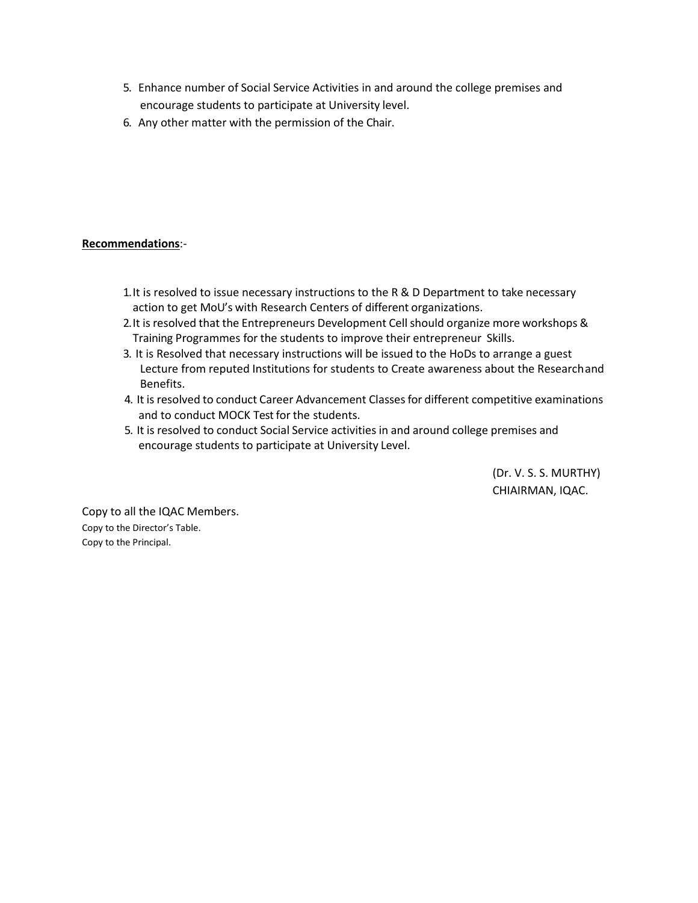5. Enhance number of Social Service Activities in and around the college premises and encourage students to participate at University level.
6. Any other matter with the permission of the Chair.

**Recommendations**:-

1. It is resolved to issue necessary instructions to the R & D Department to take necessary action to get MoU's with Research Centers of different organizations.
2. It is resolved that the Entrepreneurs Development Cell should organize more workshops & Training Programmes for the students to improve their entrepreneur Skills.
3. It is Resolved that necessary instructions will be issued to the HoDs to arrange a guest Lecture from reputed Institutions for students to Create awareness about the Researchand Benefits.
4. It is resolved to conduct Career Advancement Classes for different competitive examinations and to conduct MOCK Test for the students.
5. It is resolved to conduct Social Service activities in and around college premises and encourage students to participate at University Level.

(Dr. V. S. S. MURTHY)
CHIAIRMAN, IQAC.

Copy to all the IQAC Members.
Copy to the Director's Table.
Copy to the Principal.